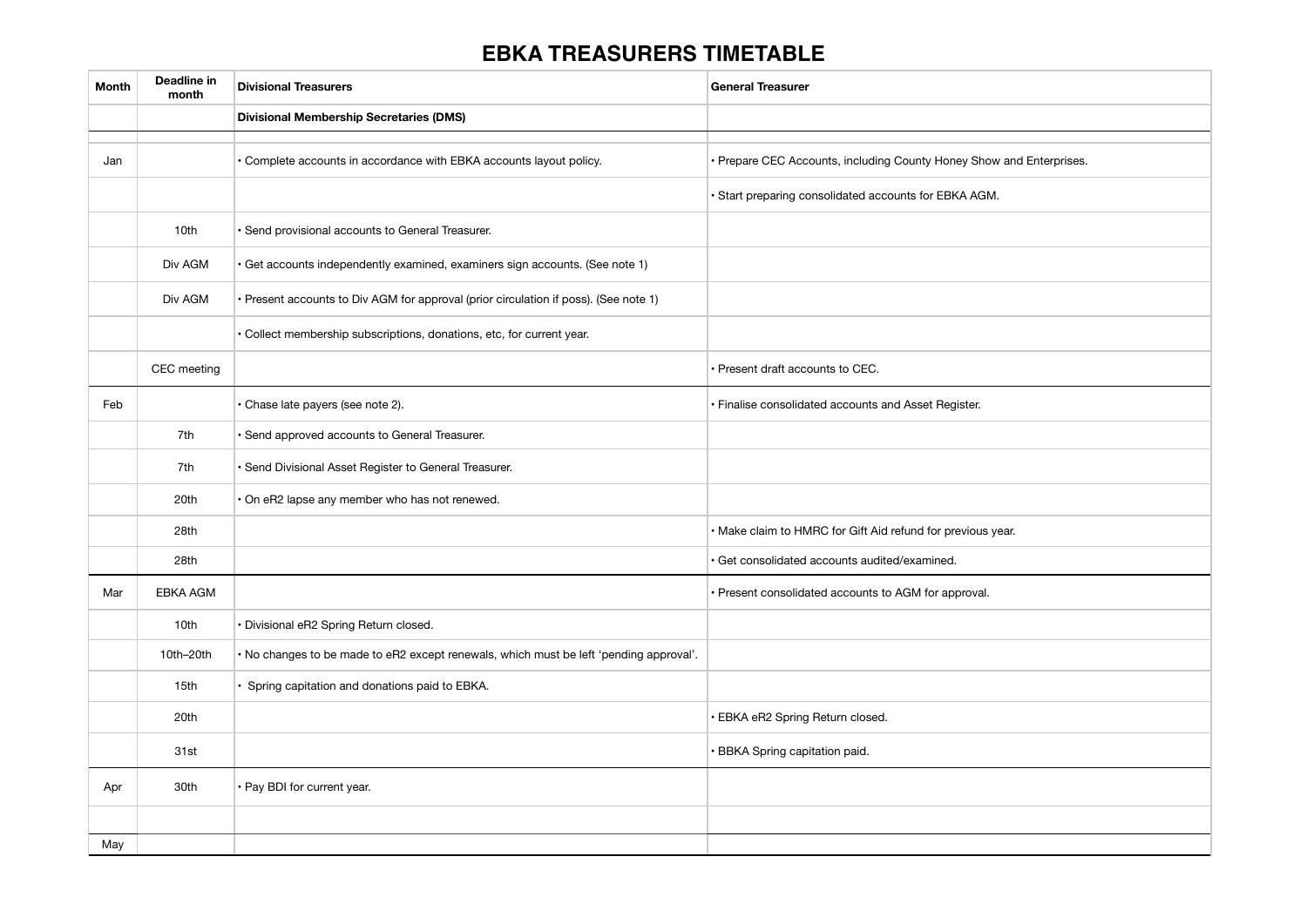# EBKA TREASURERS TIMETABLE

| Month | Deadline in month | Divisional Treasurers | General Treasurer |
|---|---|---|---|
| | | **Divisional Membership Secretaries (DMS)** | |
| | | | |
| Jan | | • Complete accounts in accordance with EBKA accounts layout policy. | • Prepare CEC Accounts, including County Honey Show and Enterprises. |
| | | | • Start preparing consolidated accounts for EBKA AGM. |
| | 10th | • Send provisional accounts to General Treasurer. | |
| | Div AGM | • Get accounts independently examined, examiners sign accounts. (See note 1) | |
| | Div AGM | • Present accounts to Div AGM for approval (prior circulation if poss). (See note 1) | |
| | | • Collect membership subscriptions, donations, etc, for current year. | |
| | CEC meeting | | • Present draft accounts to CEC. |
| Feb | | • Chase late payers (see note 2). | • Finalise consolidated accounts and Asset Register. |
| | 7th | • Send approved accounts to General Treasurer. | |
| | 7th | • Send Divisional Asset Register to General Treasurer. | |
| | 20th | • On eR2 lapse any member who has not renewed. | |
| | 28th | | • Make claim to HMRC for Gift Aid refund for previous year. |
| | 28th | | • Get consolidated accounts audited/examined. |
| Mar | EBKA AGM | | • Present consolidated accounts to AGM for approval. |
| | 10th | • Divisional eR2 Spring Return closed. | |
| | 10th–20th | • No changes to be made to eR2 except renewals, which must be left 'pending approval'. | |
| | 15th | • Spring capitation and donations paid to EBKA. | |
| | 20th | | • EBKA eR2 Spring Return closed. |
| | 31st | | • BBKA Spring capitation paid. |
| Apr | 30th | • Pay BDI for current year. | |
| | | | |
| May | | | |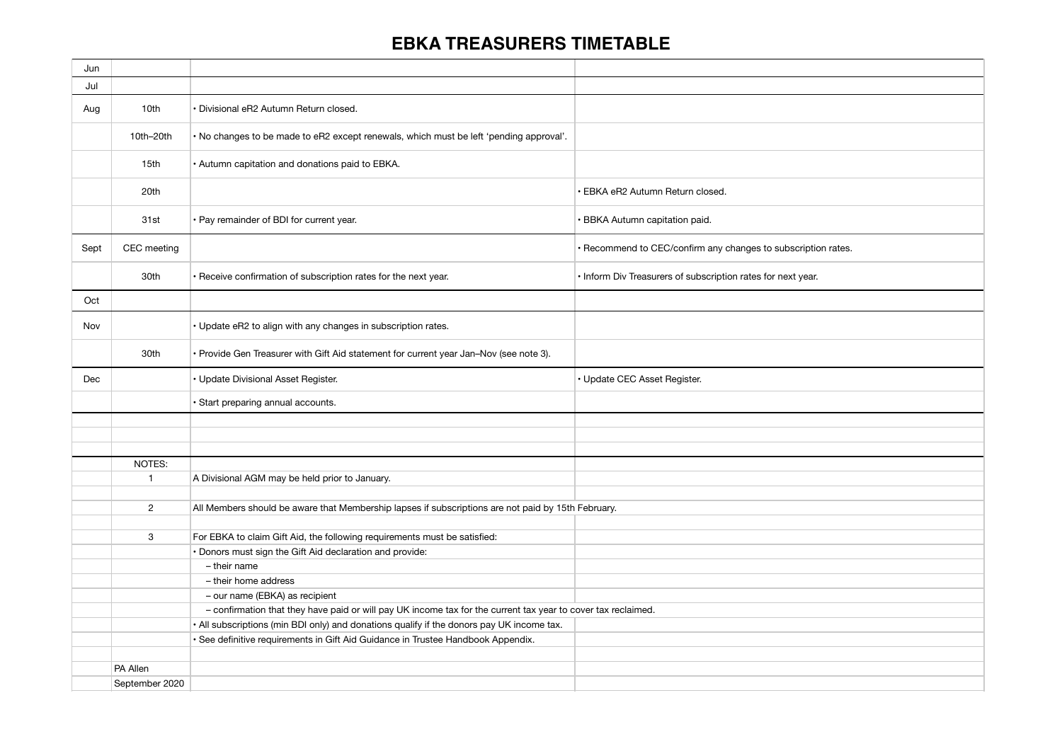# EBKA TREASURERS TIMETABLE

| | | | |
|---|---|---|---|
| Jun | | | |
| Jul | | | |
| Aug | 10th | • Divisional eR2 Autumn Return closed. | |
| | 10th–20th | • No changes to be made to eR2 except renewals, which must be left 'pending approval'. | |
| | 15th | • Autumn capitation and donations paid to EBKA. | |
| | 20th | | • EBKA eR2 Autumn Return closed. |
| | 31st | • Pay remainder of BDI for current year. | • BBKA Autumn capitation paid. |
| Sept | CEC meeting | | • Recommend to CEC/confirm any changes to subscription rates. |
| | 30th | • Receive confirmation of subscription rates for the next year. | • Inform Div Treasurers of subscription rates for next year. |
| Oct | | | |
| Nov | | • Update eR2 to align with any changes in subscription rates. | |
| | 30th | • Provide Gen Treasurer with Gift Aid statement for current year Jan–Nov (see note 3). | |
| Dec | | • Update Divisional Asset Register. | • Update CEC Asset Register. |
| | | • Start preparing annual accounts. | |

NOTES:

1. A Divisional AGM may be held prior to January.

2. All Members should be aware that Membership lapses if subscriptions are not paid by 15th February.

3. For EBKA to claim Gift Aid, the following requirements must be satisfied:
   - Donors must sign the Gift Aid declaration and provide:
     - their name
     - their home address
     - our name (EBKA) as recipient
     - confirmation that they have paid or will pay UK income tax for the current tax year to cover tax reclaimed.
   - All subscriptions (min BDI only) and donations qualify if the donors pay UK income tax.
   - See definitive requirements in Gift Aid Guidance in Trustee Handbook Appendix.

PA Allen
September 2020